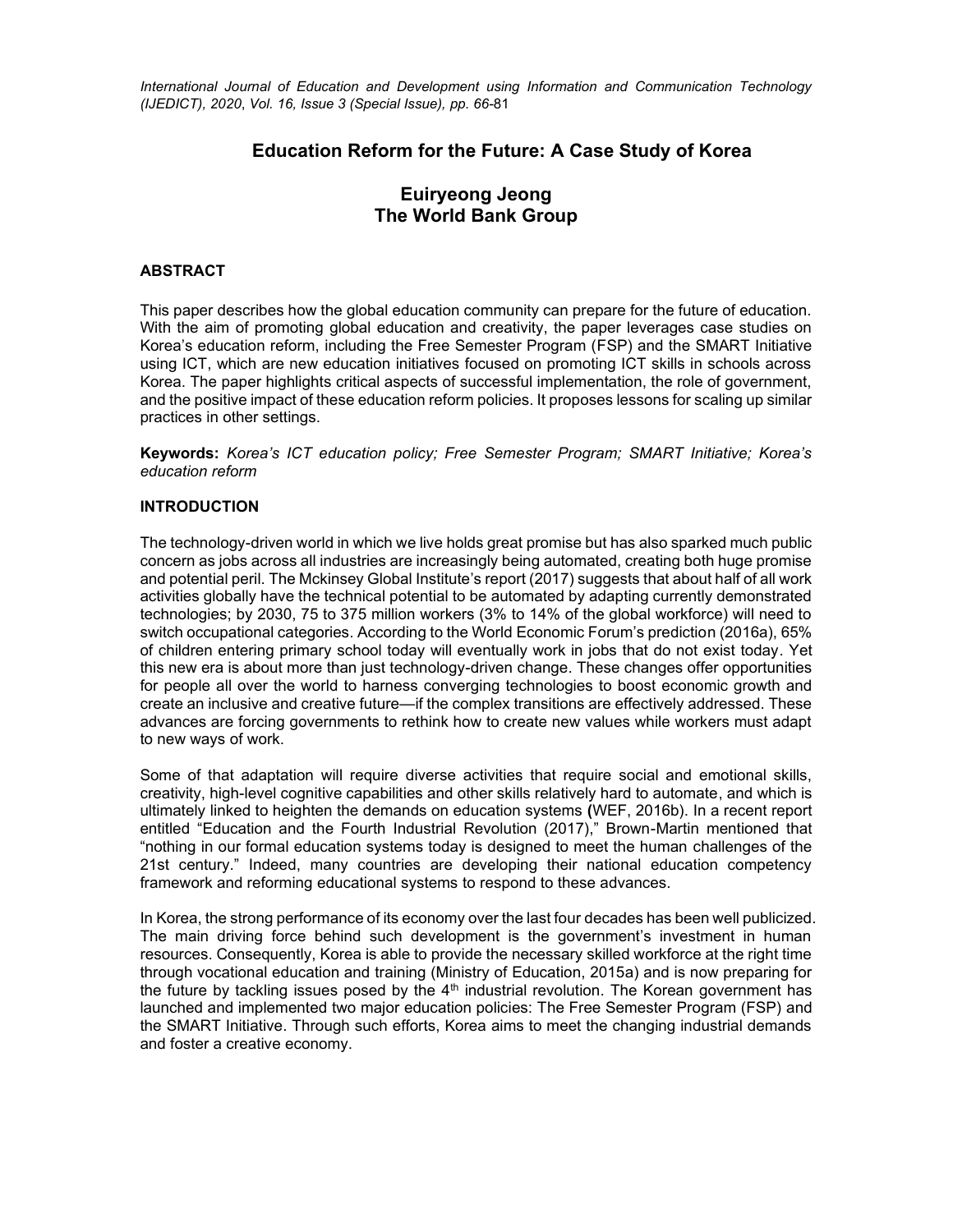# Education Reform for the Future: A Case Study of Korea

**Euiryeong Jeong**
**The World Bank Group**

## ABSTRACT

This paper describes how the global education community can prepare for the future of education. With the aim of promoting global education and creativity, the paper leverages case studies on Korea's education reform, including the Free Semester Program (FSP) and the SMART Initiative using ICT, which are new education initiatives focused on promoting ICT skills in schools across Korea. The paper highlights critical aspects of successful implementation, the role of government, and the positive impact of these education reform policies. It proposes lessons for scaling up similar practices in other settings.

**Keywords:** *Korea's ICT education policy; Free Semester Program; SMART Initiative; Korea's education reform*

## INTRODUCTION

The technology-driven world in which we live holds great promise but has also sparked much public concern as jobs across all industries are increasingly being automated, creating both huge promise and potential peril. The Mckinsey Global Institute's report (2017) suggests that about half of all work activities globally have the technical potential to be automated by adapting currently demonstrated technologies; by 2030, 75 to 375 million workers (3% to 14% of the global workforce) will need to switch occupational categories. According to the World Economic Forum's prediction (2016a), 65% of children entering primary school today will eventually work in jobs that do not exist today. Yet this new era is about more than just technology-driven change. These changes offer opportunities for people all over the world to harness converging technologies to boost economic growth and create an inclusive and creative future—if the complex transitions are effectively addressed. These advances are forcing governments to rethink how to create new values while workers must adapt to new ways of work.

Some of that adaptation will require diverse activities that require social and emotional skills, creativity, high-level cognitive capabilities and other skills relatively hard to automate, and which is ultimately linked to heighten the demands on education systems **(**WEF, 2016b). In a recent report entitled "Education and the Fourth Industrial Revolution (2017)," Brown-Martin mentioned that "nothing in our formal education systems today is designed to meet the human challenges of the 21st century." Indeed, many countries are developing their national education competency framework and reforming educational systems to respond to these advances.

In Korea, the strong performance of its economy over the last four decades has been well publicized. The main driving force behind such development is the government's investment in human resources. Consequently, Korea is able to provide the necessary skilled workforce at the right time through vocational education and training (Ministry of Education, 2015a) and is now preparing for the future by tackling issues posed by the 4th industrial revolution. The Korean government has launched and implemented two major education policies: The Free Semester Program (FSP) and the SMART Initiative. Through such efforts, Korea aims to meet the changing industrial demands and foster a creative economy.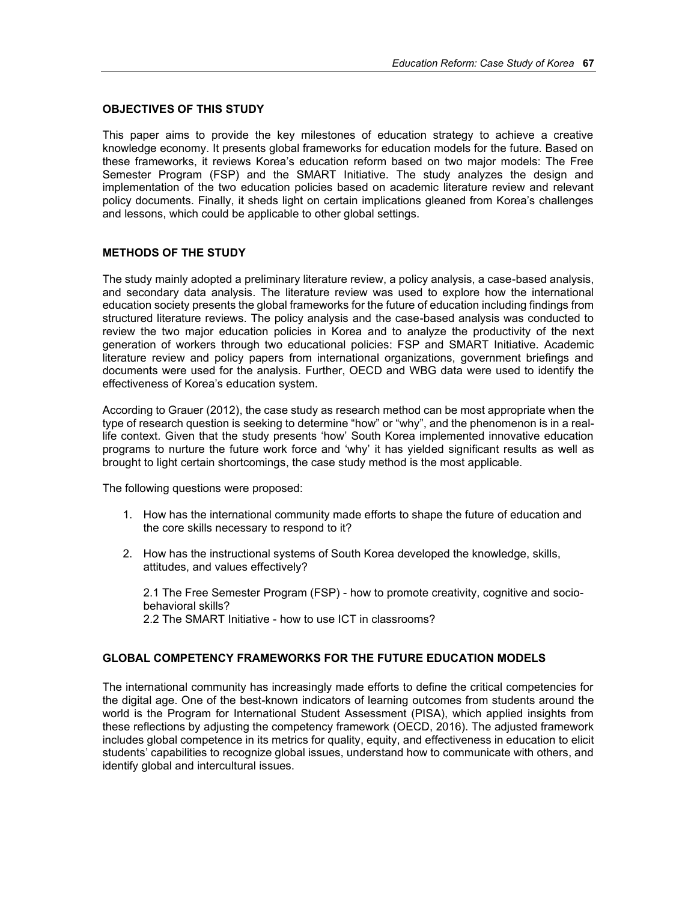## OBJECTIVES OF THIS STUDY

This paper aims to provide the key milestones of education strategy to achieve a creative knowledge economy. It presents global frameworks for education models for the future. Based on these frameworks, it reviews Korea's education reform based on two major models: The Free Semester Program (FSP) and the SMART Initiative. The study analyzes the design and implementation of the two education policies based on academic literature review and relevant policy documents. Finally, it sheds light on certain implications gleaned from Korea's challenges and lessons, which could be applicable to other global settings.

## METHODS OF THE STUDY

The study mainly adopted a preliminary literature review, a policy analysis, a case-based analysis, and secondary data analysis. The literature review was used to explore how the international education society presents the global frameworks for the future of education including findings from structured literature reviews. The policy analysis and the case-based analysis was conducted to review the two major education policies in Korea and to analyze the productivity of the next generation of workers through two educational policies: FSP and SMART Initiative. Academic literature review and policy papers from international organizations, government briefings and documents were used for the analysis. Further, OECD and WBG data were used to identify the effectiveness of Korea's education system.

According to Grauer (2012), the case study as research method can be most appropriate when the type of research question is seeking to determine "how" or "why", and the phenomenon is in a real-life context. Given that the study presents 'how' South Korea implemented innovative education programs to nurture the future work force and 'why' it has yielded significant results as well as brought to light certain shortcomings, the case study method is the most applicable.

The following questions were proposed:

1. How has the international community made efforts to shape the future of education and the core skills necessary to respond to it?
2. How has the instructional systems of South Korea developed the knowledge, skills, attitudes, and values effectively?

   2.1 The Free Semester Program (FSP) - how to promote creativity, cognitive and socio-behavioral skills?
   
   2.2 The SMART Initiative - how to use ICT in classrooms?

## GLOBAL COMPETENCY FRAMEWORKS FOR THE FUTURE EDUCATION MODELS

The international community has increasingly made efforts to define the critical competencies for the digital age. One of the best-known indicators of learning outcomes from students around the world is the Program for International Student Assessment (PISA), which applied insights from these reflections by adjusting the competency framework (OECD, 2016). The adjusted framework includes global competence in its metrics for quality, equity, and effectiveness in education to elicit students' capabilities to recognize global issues, understand how to communicate with others, and identify global and intercultural issues.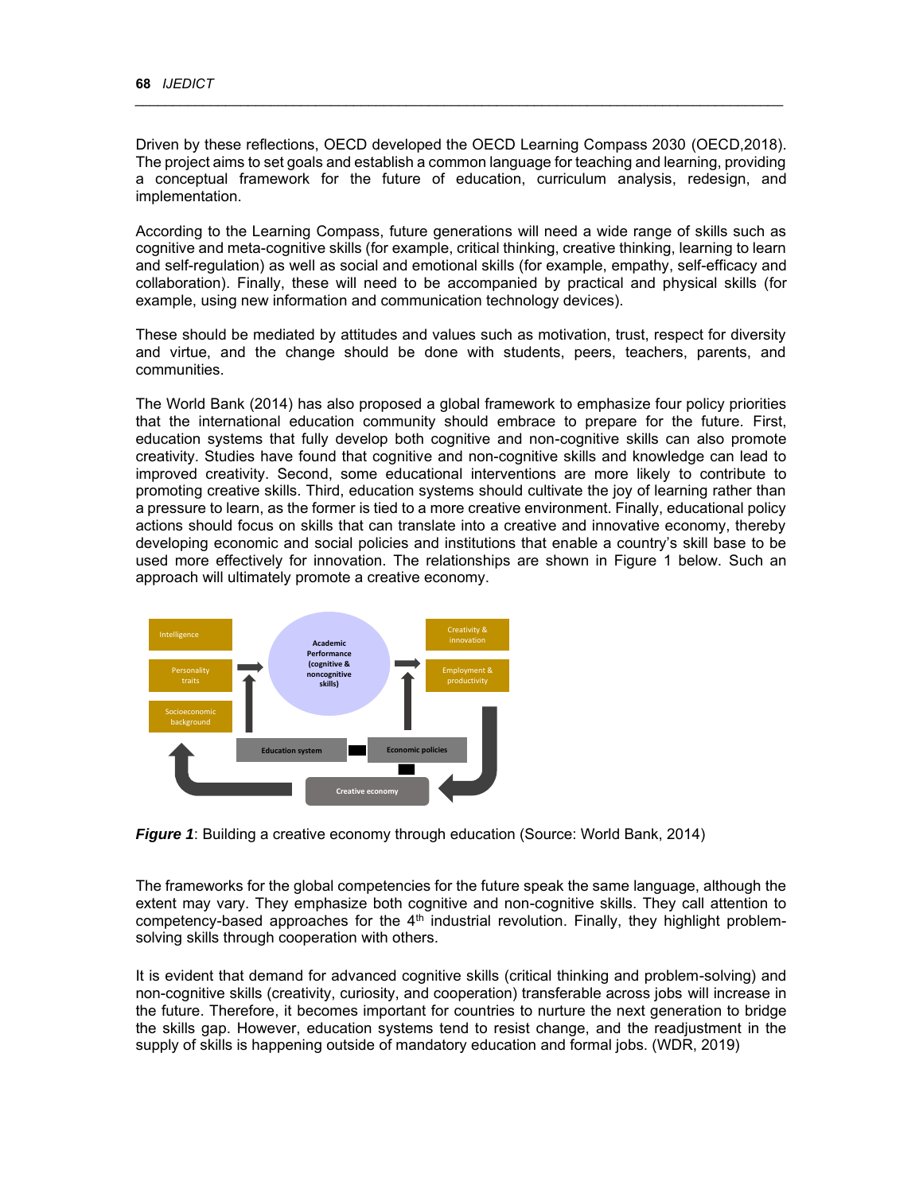Driven by these reflections, OECD developed the OECD Learning Compass 2030 (OECD,2018). The project aims to set goals and establish a common language for teaching and learning, providing a conceptual framework for the future of education, curriculum analysis, redesign, and implementation.

According to the Learning Compass, future generations will need a wide range of skills such as cognitive and meta-cognitive skills (for example, critical thinking, creative thinking, learning to learn and self-regulation) as well as social and emotional skills (for example, empathy, self-efficacy and collaboration). Finally, these will need to be accompanied by practical and physical skills (for example, using new information and communication technology devices).

These should be mediated by attitudes and values such as motivation, trust, respect for diversity and virtue, and the change should be done with students, peers, teachers, parents, and communities.

The World Bank (2014) has also proposed a global framework to emphasize four policy priorities that the international education community should embrace to prepare for the future. First, education systems that fully develop both cognitive and non-cognitive skills can also promote creativity. Studies have found that cognitive and non-cognitive skills and knowledge can lead to improved creativity. Second, some educational interventions are more likely to contribute to promoting creative skills. Third, education systems should cultivate the joy of learning rather than a pressure to learn, as the former is tied to a more creative environment. Finally, educational policy actions should focus on skills that can translate into a creative and innovative economy, thereby developing economic and social policies and institutions that enable a country's skill base to be used more effectively for innovation. The relationships are shown in Figure 1 below. Such an approach will ultimately promote a creative economy.

Intelligence

Personality traits

Socioeconomic background

Academic Performance (cognitive & noncognitive skills)

Creativity & innovation

Employment & productivity

Education system

Economic policies

Creative economy

***Figure 1***: Building a creative economy through education (Source: World Bank, 2014)

The frameworks for the global competencies for the future speak the same language, although the extent may vary. They emphasize both cognitive and non-cognitive skills. They call attention to competency-based approaches for the 4th industrial revolution. Finally, they highlight problem-solving skills through cooperation with others.

It is evident that demand for advanced cognitive skills (critical thinking and problem-solving) and non-cognitive skills (creativity, curiosity, and cooperation) transferable across jobs will increase in the future. Therefore, it becomes important for countries to nurture the next generation to bridge the skills gap. However, education systems tend to resist change, and the readjustment in the supply of skills is happening outside of mandatory education and formal jobs. (WDR, 2019)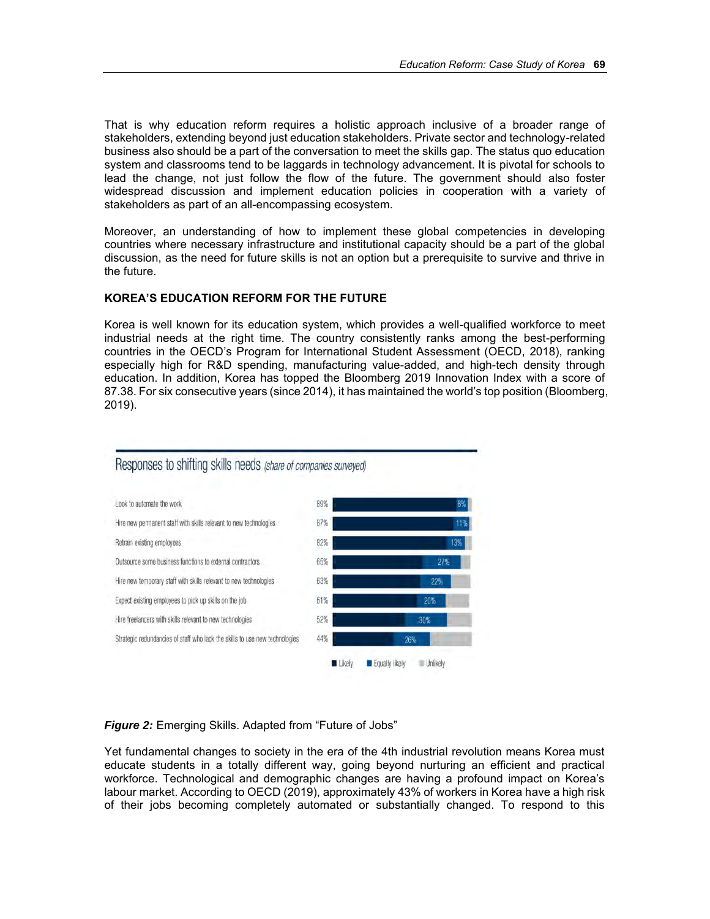That is why education reform requires a holistic approach inclusive of a broader range of stakeholders, extending beyond just education stakeholders. Private sector and technology-related business also should be a part of the conversation to meet the skills gap. The status quo education system and classrooms tend to be laggards in technology advancement. It is pivotal for schools to lead the change, not just follow the flow of the future. The government should also foster widespread discussion and implement education policies in cooperation with a variety of stakeholders as part of an all-encompassing ecosystem.

Moreover, an understanding of how to implement these global competencies in developing countries where necessary infrastructure and institutional capacity should be a part of the global discussion, as the need for future skills is not an option but a prerequisite to survive and thrive in the future.

## KOREA'S EDUCATION REFORM FOR THE FUTURE

Korea is well known for its education system, which provides a well-qualified workforce to meet industrial needs at the right time. The country consistently ranks among the best-performing countries in the OECD's Program for International Student Assessment (OECD, 2018), ranking especially high for R&D spending, manufacturing value-added, and high-tech density through education. In addition, Korea has topped the Bloomberg 2019 Innovation Index with a score of 87.38. For six consecutive years (since 2014), it has maintained the world's top position (Bloomberg, 2019).

**Responses to shifting skills needs** *(share of companies surveyed)*

| Response | Likely | Equally likely |
|---|---|---|
| Look to automate the work | 89% | 8% |
| Hire new permanent staff with skills relevant to new technologies | 87% | 11% |
| Retrain existing employees | 82% | 13% |
| Outsource some business functions to external contractors | 65% | 27% |
| Hire new temporary staff with skills relevant to new technologies | 63% | 22% |
| Expect existing employees to pick up skills on the job | 61% | 20% |
| Hire freelancers with skills relevant to new technologies | 52% | 30% |
| Strategic redundancies of staff who lack the skills to use new technologies | 44% | 26% |

■ Likely ■ Equally likely ■ Unlikely

***Figure 2:*** Emerging Skills. Adapted from "Future of Jobs"

Yet fundamental changes to society in the era of the 4th industrial revolution means Korea must educate students in a totally different way, going beyond nurturing an efficient and practical workforce. Technological and demographic changes are having a profound impact on Korea's labour market. According to OECD (2019), approximately 43% of workers in Korea have a high risk of their jobs becoming completely automated or substantially changed. To respond to this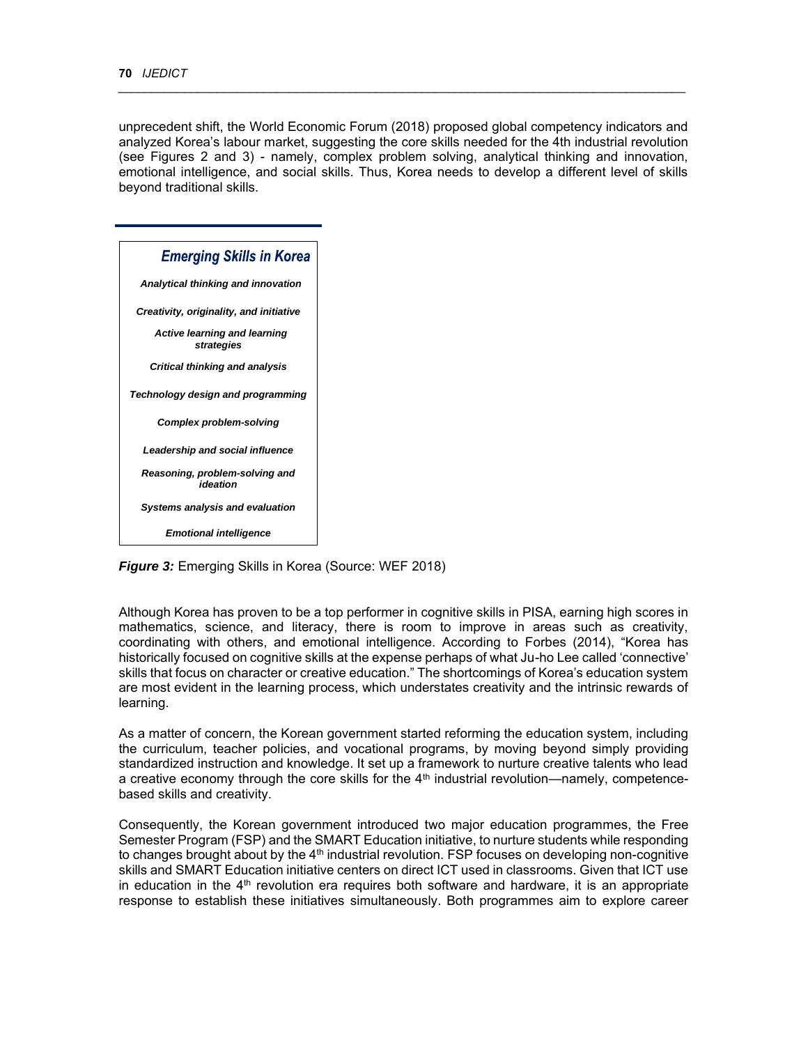unprecedent shift, the World Economic Forum (2018) proposed global competency indicators and analyzed Korea's labour market, suggesting the core skills needed for the 4th industrial revolution (see Figures 2 and 3) - namely, complex problem solving, analytical thinking and innovation, emotional intelligence, and social skills. Thus, Korea needs to develop a different level of skills beyond traditional skills.

***Emerging Skills in Korea***

***Analytical thinking and innovation***

***Creativity, originality, and initiative***

***Active learning and learning strategies***

***Critical thinking and analysis***

***Technology design and programming***

***Complex problem-solving***

***Leadership and social influence***

***Reasoning, problem-solving and ideation***

***Systems analysis and evaluation***

***Emotional intelligence***

***Figure 3:*** Emerging Skills in Korea (Source: WEF 2018)

Although Korea has proven to be a top performer in cognitive skills in PISA, earning high scores in mathematics, science, and literacy, there is room to improve in areas such as creativity, coordinating with others, and emotional intelligence. According to Forbes (2014), "Korea has historically focused on cognitive skills at the expense perhaps of what Ju-ho Lee called 'connective' skills that focus on character or creative education." The shortcomings of Korea's education system are most evident in the learning process, which understates creativity and the intrinsic rewards of learning.

As a matter of concern, the Korean government started reforming the education system, including the curriculum, teacher policies, and vocational programs, by moving beyond simply providing standardized instruction and knowledge. It set up a framework to nurture creative talents who lead a creative economy through the core skills for the 4th industrial revolution—namely, competence-based skills and creativity.

Consequently, the Korean government introduced two major education programmes, the Free Semester Program (FSP) and the SMART Education initiative, to nurture students while responding to changes brought about by the 4th industrial revolution. FSP focuses on developing non-cognitive skills and SMART Education initiative centers on direct ICT used in classrooms. Given that ICT use in education in the 4th revolution era requires both software and hardware, it is an appropriate response to establish these initiatives simultaneously. Both programmes aim to explore career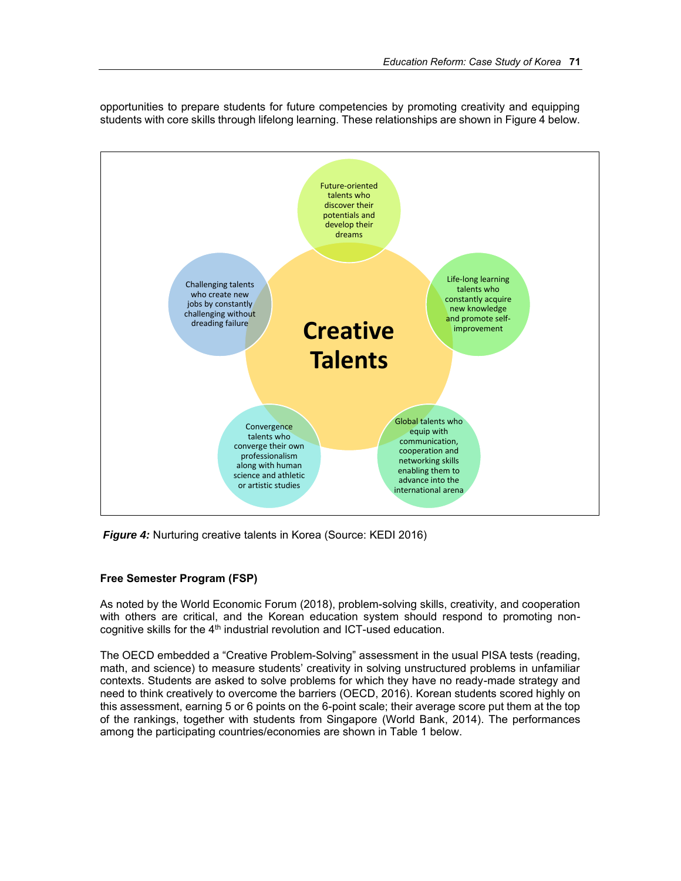opportunities to prepare students for future competencies by promoting creativity and equipping students with core skills through lifelong learning. These relationships are shown in Figure 4 below.

Future-oriented talents who discover their potentials and develop their dreams

Challenging talents who create new jobs by constantly challenging without dreading failure

Creative Talents

Life-long learning talents who constantly acquire new knowledge and promote self-improvement

Convergence talents who converge their own professionalism along with human science and athletic or artistic studies

Global talents who equip with communication, cooperation and networking skills enabling them to advance into the international arena

***Figure 4:*** Nurturing creative talents in Korea (Source: KEDI 2016)

**Free Semester Program (FSP)**

As noted by the World Economic Forum (2018), problem-solving skills, creativity, and cooperation with others are critical, and the Korean education system should respond to promoting non-cognitive skills for the 4th industrial revolution and ICT-used education.

The OECD embedded a "Creative Problem-Solving" assessment in the usual PISA tests (reading, math, and science) to measure students' creativity in solving unstructured problems in unfamiliar contexts. Students are asked to solve problems for which they have no ready-made strategy and need to think creatively to overcome the barriers (OECD, 2016). Korean students scored highly on this assessment, earning 5 or 6 points on the 6-point scale; their average score put them at the top of the rankings, together with students from Singapore (World Bank, 2014). The performances among the participating countries/economies are shown in Table 1 below.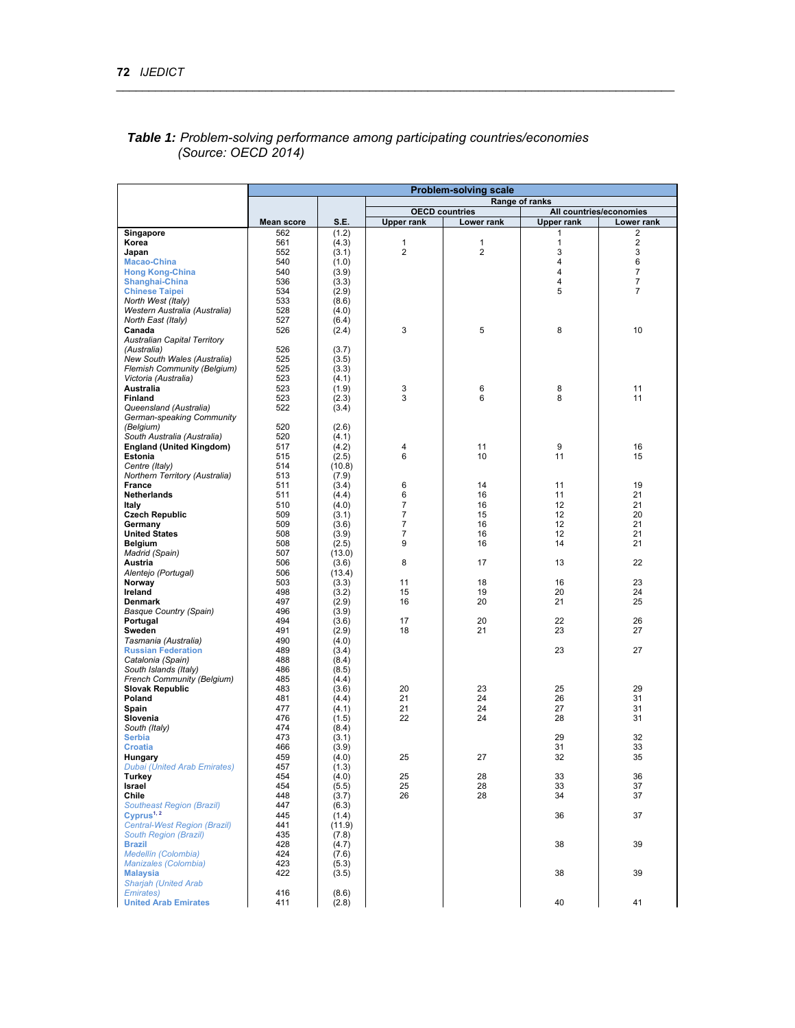**Table 1:** *Problem-solving performance among participating countries/economies (Source: OECD 2014)*

| | Problem-solving scale | | | | | |
|---|---|---|---|---|---|---|
| | | | Range of ranks | | | |
| | | | OECD countries | | All countries/economies | |
| | Mean score | S.E. | Upper rank | Lower rank | Upper rank | Lower rank |
| **Singapore** | 562 | (1.2) | | | 1 | 2 |
| **Korea** | 561 | (4.3) | 1 | 1 | 1 | 2 |
| **Japan** | 552 | (3.1) | 2 | 2 | 3 | 3 |
| **Macao-China** | 540 | (1.0) | | | 4 | 6 |
| **Hong Kong-China** | 540 | (3.9) | | | 4 | 7 |
| **Shanghai-China** | 536 | (3.3) | | | 4 | 7 |
| **Chinese Taipei** | 534 | (2.9) | | | 5 | 7 |
| *North West (Italy)* | 533 | (8.6) | | | | |
| *Western Australia (Australia)* | 528 | (4.0) | | | | |
| *North East (Italy)* | 527 | (6.4) | | | | |
| **Canada** | 526 | (2.4) | 3 | 5 | 8 | 10 |
| *Australian Capital Territory (Australia)* | 526 | (3.7) | | | | |
| *New South Wales (Australia)* | 525 | (3.5) | | | | |
| *Flemish Community (Belgium)* | 525 | (3.3) | | | | |
| *Victoria (Australia)* | 523 | (4.1) | | | | |
| **Australia** | 523 | (1.9) | 3 | 6 | 8 | 11 |
| **Finland** | 523 | (2.3) | 3 | 6 | 8 | 11 |
| *Queensland (Australia)* | 522 | (3.4) | | | | |
| *German-speaking Community (Belgium)* | 520 | (2.6) | | | | |
| *South Australia (Australia)* | 520 | (4.1) | | | | |
| **England (United Kingdom)** | 517 | (4.2) | 4 | 11 | 9 | 16 |
| **Estonia** | 515 | (2.5) | 6 | 10 | 11 | 15 |
| *Centre (Italy)* | 514 | (10.8) | | | | |
| *Northern Territory (Australia)* | 513 | (7.9) | | | | |
| **France** | 511 | (3.4) | 6 | 14 | 11 | 19 |
| **Netherlands** | 511 | (4.4) | 6 | 16 | 11 | 21 |
| **Italy** | 510 | (4.0) | 7 | 16 | 12 | 21 |
| **Czech Republic** | 509 | (3.1) | 7 | 15 | 12 | 20 |
| **Germany** | 509 | (3.6) | 7 | 16 | 12 | 21 |
| **United States** | 508 | (3.9) | 7 | 16 | 12 | 21 |
| **Belgium** | 508 | (2.5) | 9 | 16 | 14 | 21 |
| *Madrid (Spain)* | 507 | (13.0) | | | | |
| **Austria** | 506 | (3.6) | 8 | 17 | 13 | 22 |
| *Alentejo (Portugal)* | 506 | (13.4) | | | | |
| **Norway** | 503 | (3.3) | 11 | 18 | 16 | 23 |
| **Ireland** | 498 | (3.2) | 15 | 19 | 20 | 24 |
| **Denmark** | 497 | (2.9) | 16 | 20 | 21 | 25 |
| *Basque Country (Spain)* | 496 | (3.9) | | | | |
| **Portugal** | 494 | (3.6) | 17 | 20 | 22 | 26 |
| **Sweden** | 491 | (2.9) | 18 | 21 | 23 | 27 |
| *Tasmania (Australia)* | 490 | (4.0) | | | | |
| **Russian Federation** | 489 | (3.4) | | | 23 | 27 |
| *Catalonia (Spain)* | 488 | (8.4) | | | | |
| *South Islands (Italy)* | 486 | (8.5) | | | | |
| *French Community (Belgium)* | 485 | (4.4) | | | | |
| **Slovak Republic** | 483 | (3.6) | 20 | 23 | 25 | 29 |
| **Poland** | 481 | (4.4) | 21 | 24 | 26 | 31 |
| **Spain** | 477 | (4.1) | 21 | 24 | 27 | 31 |
| **Slovenia** | 476 | (1.5) | 22 | 24 | 28 | 31 |
| *South (Italy)* | 474 | (8.4) | | | | |
| **Serbia** | 473 | (3.1) | | | 29 | 32 |
| **Croatia** | 466 | (3.9) | | | 31 | 33 |
| **Hungary** | 459 | (4.0) | 25 | 27 | 32 | 35 |
| *Dubai (United Arab Emirates)* | 457 | (1.3) | | | | |
| **Turkey** | 454 | (4.0) | 25 | 28 | 33 | 36 |
| **Israel** | 454 | (5.5) | 25 | 28 | 33 | 37 |
| **Chile** | 448 | (3.7) | 26 | 28 | 34 | 37 |
| *Southeast Region (Brazil)* | 447 | (6.3) | | | | |
| **Cyprus**[1, 2] | 445 | (1.4) | | | 36 | 37 |
| *Central-West Region (Brazil)* | 441 | (11.9) | | | | |
| *South Region (Brazil)* | 435 | (7.8) | | | | |
| **Brazil** | 428 | (4.7) | | | 38 | 39 |
| *Medellin (Colombia)* | 424 | (7.6) | | | | |
| *Manizales (Colombia)* | 423 | (5.3) | | | | |
| **Malaysia** | 422 | (3.5) | | | 38 | 39 |
| *Sharjah (United Arab Emirates)* | 416 | (8.6) | | | | |
| **United Arab Emirates** | 411 | (2.8) | | | 40 | 41 |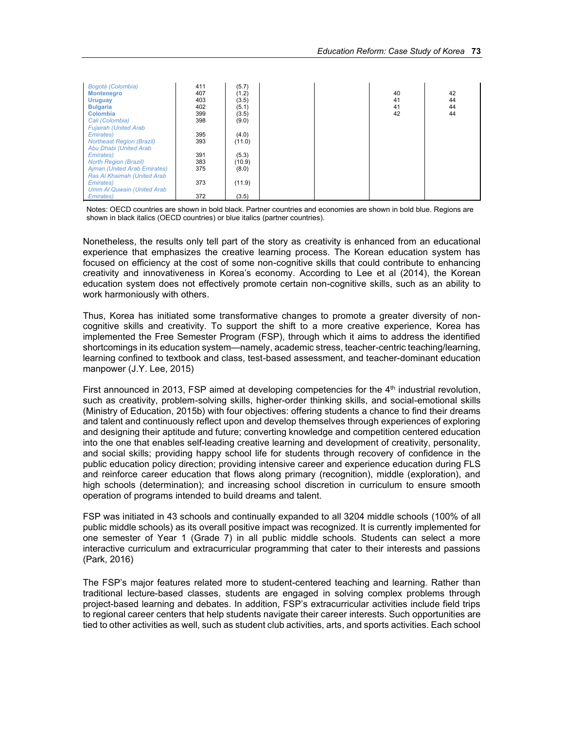| | | | | | | |
|---|---|---|---|---|---|---|
| *Bogotá (Colombia)* | 411 | (5.7) | | | | |
| **Montenegro** | 407 | (1.2) | | | 40 | 42 |
| **Uruguay** | 403 | (3.5) | | | 41 | 44 |
| **Bulgaria** | 402 | (5.1) | | | 41 | 44 |
| **Colombia** | 399 | (3.5) | | | 42 | 44 |
| *Cali (Colombia)* | 398 | (9.0) | | | | |
| *Fujairah (United Arab Emirates)* | 395 | (4.0) | | | | |
| *Northeast Region (Brazil)* | 393 | (11.0) | | | | |
| *Abu Dhabi (United Arab Emirates)* | 391 | (5.3) | | | | |
| *North Region (Brazil)* | 383 | (10.9) | | | | |
| *Ajman (United Arab Emirates)* | 375 | (8.0) | | | | |
| *Ras Al Khaimah (United Arab Emirates)* | 373 | (11.9) | | | | |
| *Umm Al Quwain (United Arab Emirates)* | 372 | (3.5) | | | | |

Notes: OECD countries are shown in bold black. Partner countries and economies are shown in bold blue. Regions are shown in black italics (OECD countries) or blue italics (partner countries).

Nonetheless, the results only tell part of the story as creativity is enhanced from an educational experience that emphasizes the creative learning process. The Korean education system has focused on efficiency at the cost of some non-cognitive skills that could contribute to enhancing creativity and innovativeness in Korea's economy. According to Lee et al (2014), the Korean education system does not effectively promote certain non-cognitive skills, such as an ability to work harmoniously with others.

Thus, Korea has initiated some transformative changes to promote a greater diversity of non-cognitive skills and creativity. To support the shift to a more creative experience, Korea has implemented the Free Semester Program (FSP), through which it aims to address the identified shortcomings in its education system—namely, academic stress, teacher-centric teaching/learning, learning confined to textbook and class, test-based assessment, and teacher-dominant education manpower (J.Y. Lee, 2015)

First announced in 2013, FSP aimed at developing competencies for the 4th industrial revolution, such as creativity, problem-solving skills, higher-order thinking skills, and social-emotional skills (Ministry of Education, 2015b) with four objectives: offering students a chance to find their dreams and talent and continuously reflect upon and develop themselves through experiences of exploring and designing their aptitude and future; converting knowledge and competition centered education into the one that enables self-leading creative learning and development of creativity, personality, and social skills; providing happy school life for students through recovery of confidence in the public education policy direction; providing intensive career and experience education during FLS and reinforce career education that flows along primary (recognition), middle (exploration), and high schools (determination); and increasing school discretion in curriculum to ensure smooth operation of programs intended to build dreams and talent.

FSP was initiated in 43 schools and continually expanded to all 3204 middle schools (100% of all public middle schools) as its overall positive impact was recognized. It is currently implemented for one semester of Year 1 (Grade 7) in all public middle schools. Students can select a more interactive curriculum and extracurricular programming that cater to their interests and passions (Park, 2016)

The FSP's major features related more to student-centered teaching and learning. Rather than traditional lecture-based classes, students are engaged in solving complex problems through project-based learning and debates. In addition, FSP's extracurricular activities include field trips to regional career centers that help students navigate their career interests. Such opportunities are tied to other activities as well, such as student club activities, arts, and sports activities. Each school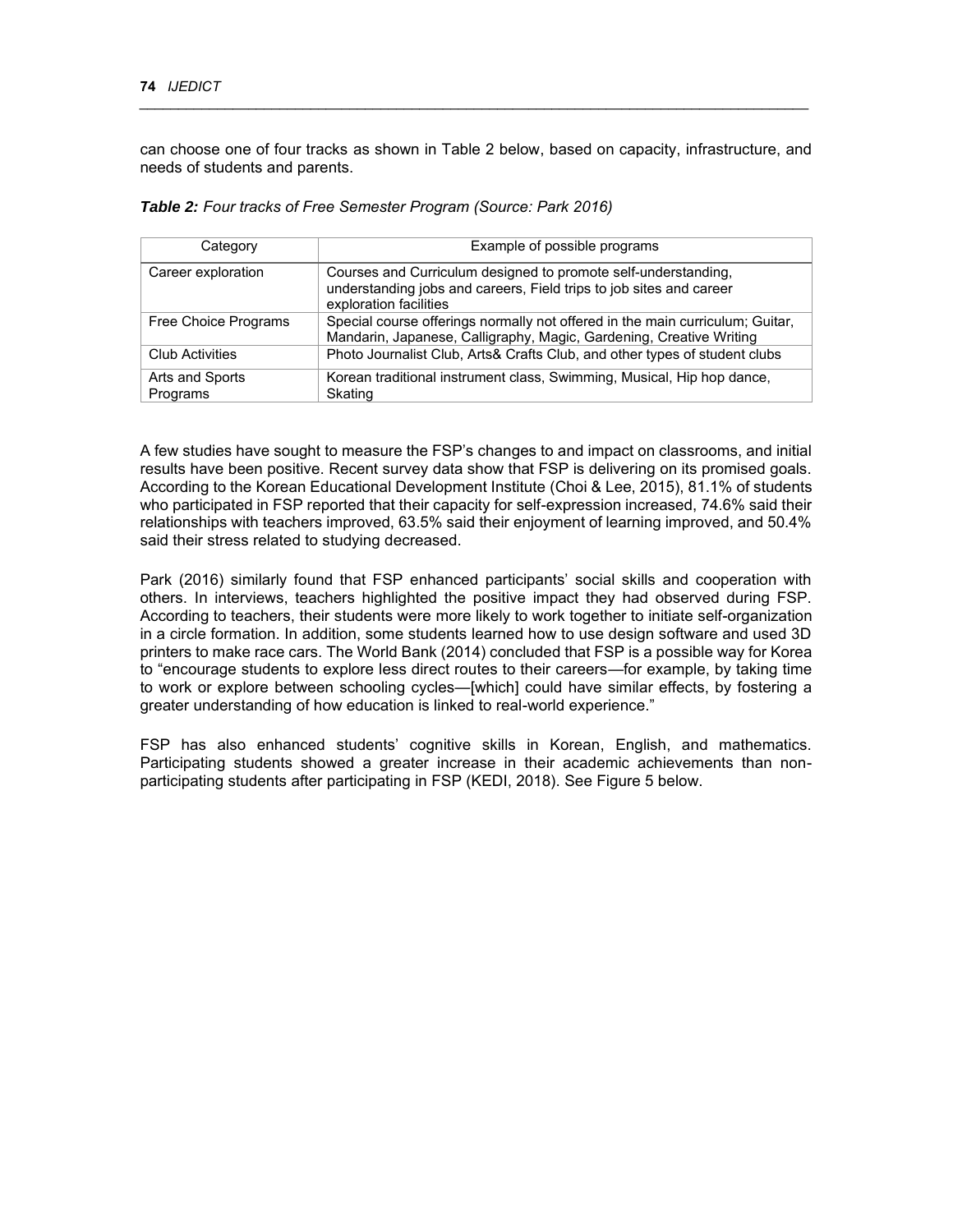can choose one of four tracks as shown in Table 2 below, based on capacity, infrastructure, and needs of students and parents.

***Table 2:*** *Four tracks of Free Semester Program (Source: Park 2016)*

| Category | Example of possible programs |
|---|---|
| Career exploration | Courses and Curriculum designed to promote self-understanding, understanding jobs and careers, Field trips to job sites and career exploration facilities |
| Free Choice Programs | Special course offerings normally not offered in the main curriculum; Guitar, Mandarin, Japanese, Calligraphy, Magic, Gardening, Creative Writing |
| Club Activities | Photo Journalist Club, Arts& Crafts Club, and other types of student clubs |
| Arts and Sports Programs | Korean traditional instrument class, Swimming, Musical, Hip hop dance, Skating |

A few studies have sought to measure the FSP's changes to and impact on classrooms, and initial results have been positive. Recent survey data show that FSP is delivering on its promised goals. According to the Korean Educational Development Institute (Choi & Lee, 2015), 81.1% of students who participated in FSP reported that their capacity for self-expression increased, 74.6% said their relationships with teachers improved, 63.5% said their enjoyment of learning improved, and 50.4% said their stress related to studying decreased.

Park (2016) similarly found that FSP enhanced participants' social skills and cooperation with others. In interviews, teachers highlighted the positive impact they had observed during FSP. According to teachers, their students were more likely to work together to initiate self-organization in a circle formation. In addition, some students learned how to use design software and used 3D printers to make race cars. The World Bank (2014) concluded that FSP is a possible way for Korea to "encourage students to explore less direct routes to their careers—for example, by taking time to work or explore between schooling cycles—[which] could have similar effects, by fostering a greater understanding of how education is linked to real-world experience."

FSP has also enhanced students' cognitive skills in Korean, English, and mathematics. Participating students showed a greater increase in their academic achievements than non-participating students after participating in FSP (KEDI, 2018). See Figure 5 below.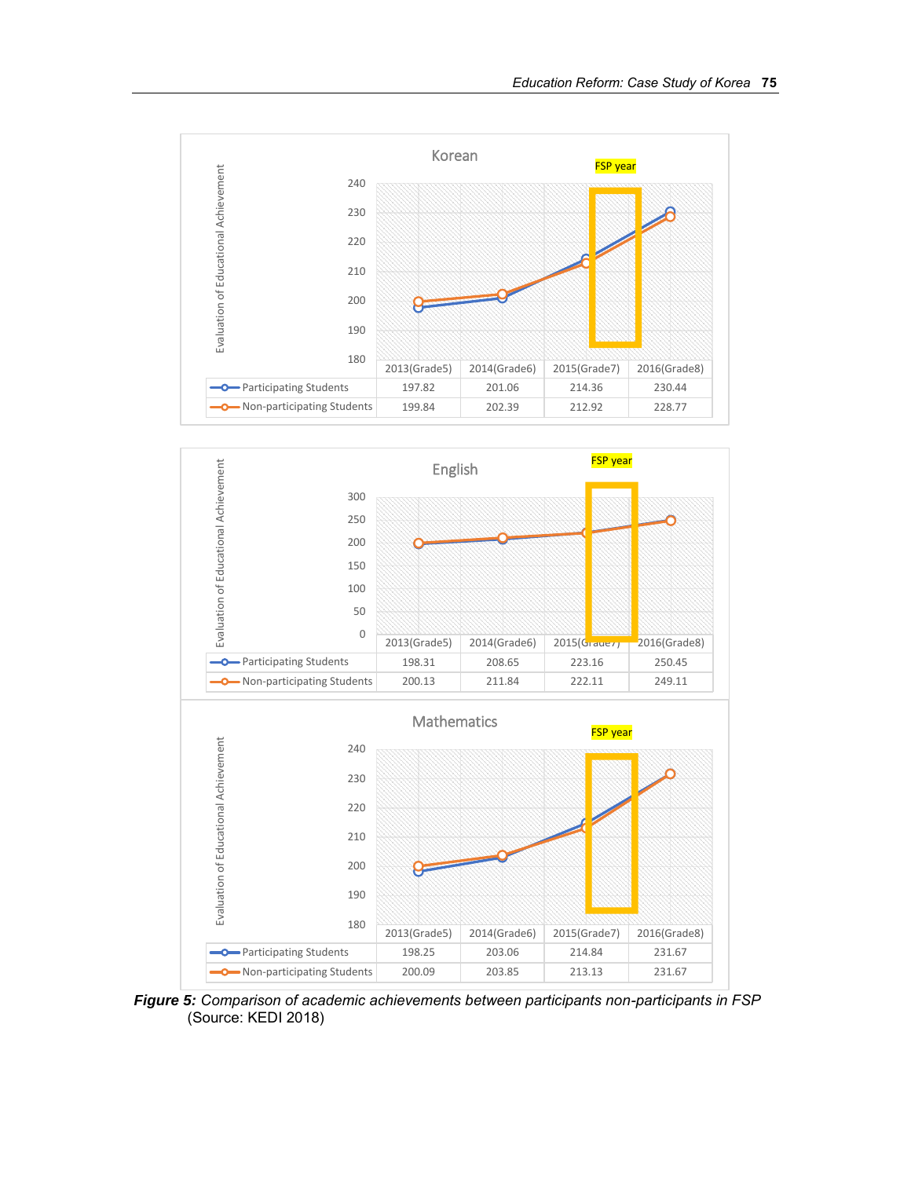Korean

FSP year

Evaluation of Educational Achievement

240
230
220
210
200
190
180

2013(Grade5) 2014(Grade6) 2015(Grade7) 2016(Grade8)

Participating Students 197.82 201.06 214.36 230.44

Non-participating Students 199.84 202.39 212.92 228.77

English

FSP year

Evaluation of Educational Achievement

300
250
200
150
100
50
0

2013(Grade5) 2014(Grade6) 2015(Grade7) 2016(Grade8)

Participating Students 198.31 208.65 223.16 250.45

Non-participating Students 200.13 211.84 222.11 249.11

Mathematics

FSP year

Evaluation of Educational Achievement

240
230
220
210
200
190
180

2013(Grade5) 2014(Grade6) 2015(Grade7) 2016(Grade8)

Participating Students 198.25 203.06 214.84 231.67

Non-participating Students 200.09 203.85 213.13 231.67

***Figure 5:*** *Comparison of academic achievements between participants non-participants in FSP* (Source: KEDI 2018)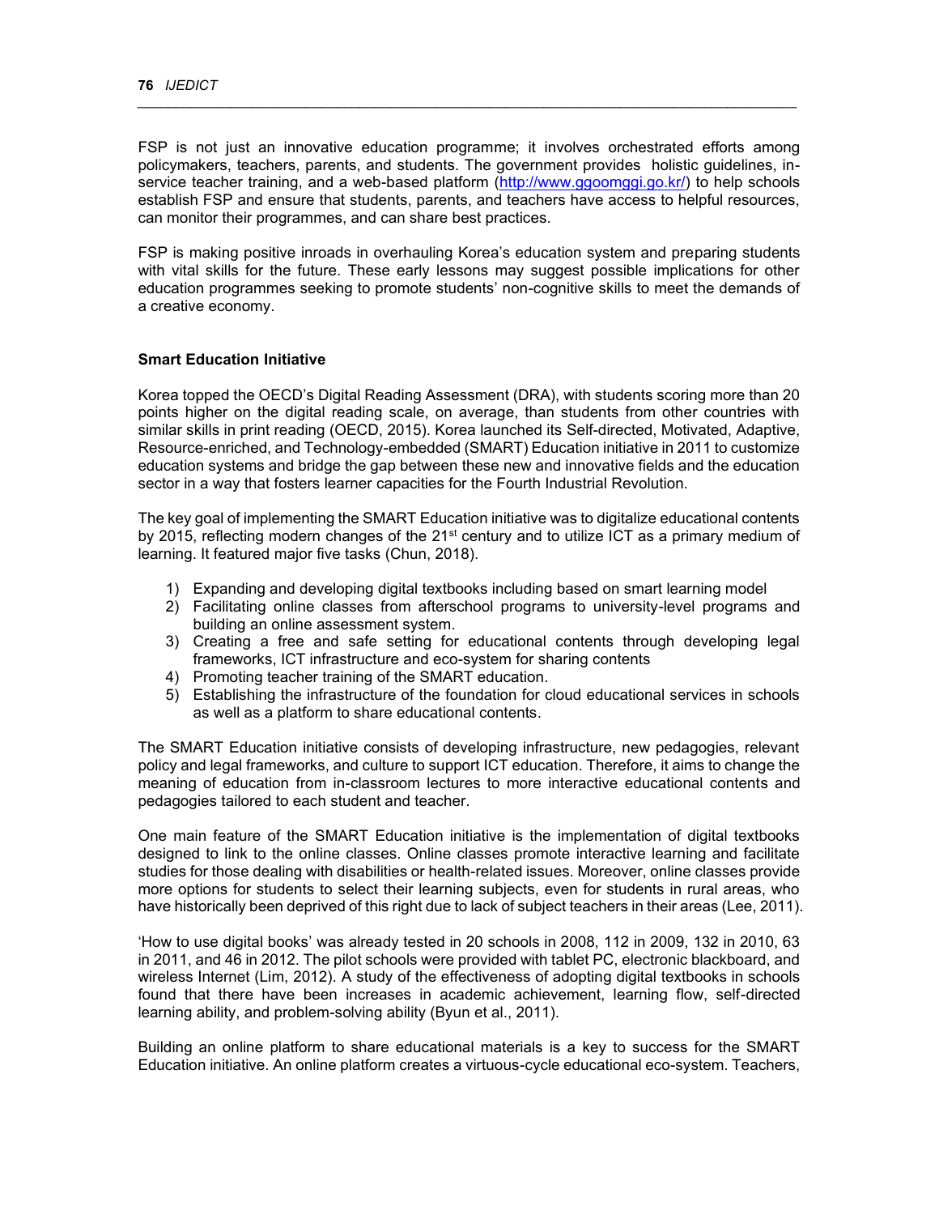FSP is not just an innovative education programme; it involves orchestrated efforts among policymakers, teachers, parents, and students. The government provides holistic guidelines, in-service teacher training, and a web-based platform (http://www.ggoomggi.go.kr/) to help schools establish FSP and ensure that students, parents, and teachers have access to helpful resources, can monitor their programmes, and can share best practices.

FSP is making positive inroads in overhauling Korea's education system and preparing students with vital skills for the future. These early lessons may suggest possible implications for other education programmes seeking to promote students' non-cognitive skills to meet the demands of a creative economy.

### Smart Education Initiative

Korea topped the OECD's Digital Reading Assessment (DRA), with students scoring more than 20 points higher on the digital reading scale, on average, than students from other countries with similar skills in print reading (OECD, 2015). Korea launched its Self-directed, Motivated, Adaptive, Resource-enriched, and Technology-embedded (SMART) Education initiative in 2011 to customize education systems and bridge the gap between these new and innovative fields and the education sector in a way that fosters learner capacities for the Fourth Industrial Revolution.

The key goal of implementing the SMART Education initiative was to digitalize educational contents by 2015, reflecting modern changes of the 21st century and to utilize ICT as a primary medium of learning. It featured major five tasks (Chun, 2018).

1) Expanding and developing digital textbooks including based on smart learning model
2) Facilitating online classes from afterschool programs to university-level programs and building an online assessment system.
3) Creating a free and safe setting for educational contents through developing legal frameworks, ICT infrastructure and eco-system for sharing contents
4) Promoting teacher training of the SMART education.
5) Establishing the infrastructure of the foundation for cloud educational services in schools as well as a platform to share educational contents.

The SMART Education initiative consists of developing infrastructure, new pedagogies, relevant policy and legal frameworks, and culture to support ICT education. Therefore, it aims to change the meaning of education from in-classroom lectures to more interactive educational contents and pedagogies tailored to each student and teacher.

One main feature of the SMART Education initiative is the implementation of digital textbooks designed to link to the online classes. Online classes promote interactive learning and facilitate studies for those dealing with disabilities or health-related issues. Moreover, online classes provide more options for students to select their learning subjects, even for students in rural areas, who have historically been deprived of this right due to lack of subject teachers in their areas (Lee, 2011).

'How to use digital books' was already tested in 20 schools in 2008, 112 in 2009, 132 in 2010, 63 in 2011, and 46 in 2012. The pilot schools were provided with tablet PC, electronic blackboard, and wireless Internet (Lim, 2012). A study of the effectiveness of adopting digital textbooks in schools found that there have been increases in academic achievement, learning flow, self-directed learning ability, and problem-solving ability (Byun et al., 2011).

Building an online platform to share educational materials is a key to success for the SMART Education initiative. An online platform creates a virtuous-cycle educational eco-system. Teachers,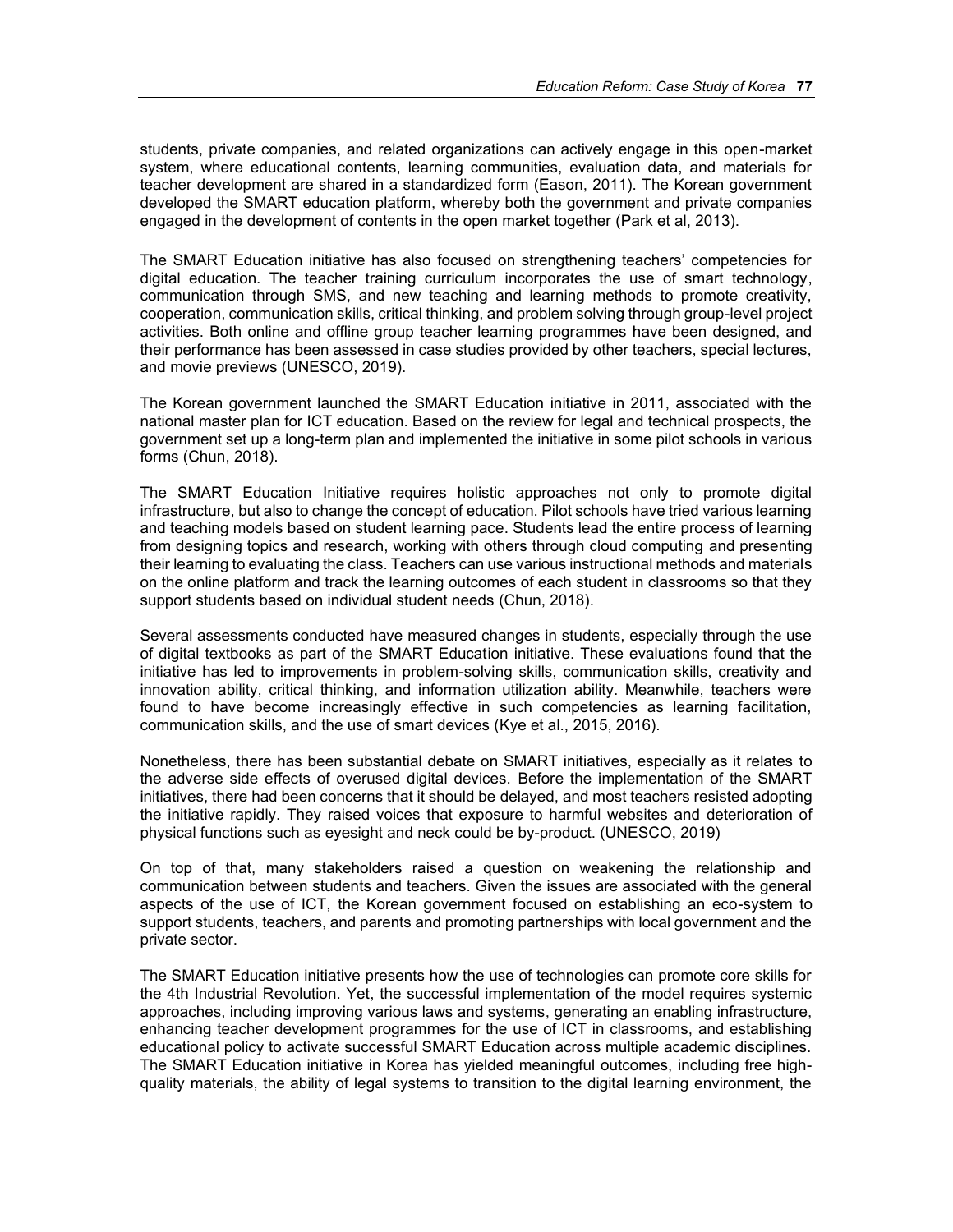students, private companies, and related organizations can actively engage in this open-market system, where educational contents, learning communities, evaluation data, and materials for teacher development are shared in a standardized form (Eason, 2011). The Korean government developed the SMART education platform, whereby both the government and private companies engaged in the development of contents in the open market together (Park et al, 2013).

The SMART Education initiative has also focused on strengthening teachers' competencies for digital education. The teacher training curriculum incorporates the use of smart technology, communication through SMS, and new teaching and learning methods to promote creativity, cooperation, communication skills, critical thinking, and problem solving through group-level project activities. Both online and offline group teacher learning programmes have been designed, and their performance has been assessed in case studies provided by other teachers, special lectures, and movie previews (UNESCO, 2019).

The Korean government launched the SMART Education initiative in 2011, associated with the national master plan for ICT education. Based on the review for legal and technical prospects, the government set up a long-term plan and implemented the initiative in some pilot schools in various forms (Chun, 2018).

The SMART Education Initiative requires holistic approaches not only to promote digital infrastructure, but also to change the concept of education. Pilot schools have tried various learning and teaching models based on student learning pace. Students lead the entire process of learning from designing topics and research, working with others through cloud computing and presenting their learning to evaluating the class. Teachers can use various instructional methods and materials on the online platform and track the learning outcomes of each student in classrooms so that they support students based on individual student needs (Chun, 2018).

Several assessments conducted have measured changes in students, especially through the use of digital textbooks as part of the SMART Education initiative. These evaluations found that the initiative has led to improvements in problem-solving skills, communication skills, creativity and innovation ability, critical thinking, and information utilization ability. Meanwhile, teachers were found to have become increasingly effective in such competencies as learning facilitation, communication skills, and the use of smart devices (Kye et al., 2015, 2016).

Nonetheless, there has been substantial debate on SMART initiatives, especially as it relates to the adverse side effects of overused digital devices. Before the implementation of the SMART initiatives, there had been concerns that it should be delayed, and most teachers resisted adopting the initiative rapidly. They raised voices that exposure to harmful websites and deterioration of physical functions such as eyesight and neck could be by-product. (UNESCO, 2019)

On top of that, many stakeholders raised a question on weakening the relationship and communication between students and teachers. Given the issues are associated with the general aspects of the use of ICT, the Korean government focused on establishing an eco-system to support students, teachers, and parents and promoting partnerships with local government and the private sector.

The SMART Education initiative presents how the use of technologies can promote core skills for the 4th Industrial Revolution. Yet, the successful implementation of the model requires systemic approaches, including improving various laws and systems, generating an enabling infrastructure, enhancing teacher development programmes for the use of ICT in classrooms, and establishing educational policy to activate successful SMART Education across multiple academic disciplines. The SMART Education initiative in Korea has yielded meaningful outcomes, including free high-quality materials, the ability of legal systems to transition to the digital learning environment, the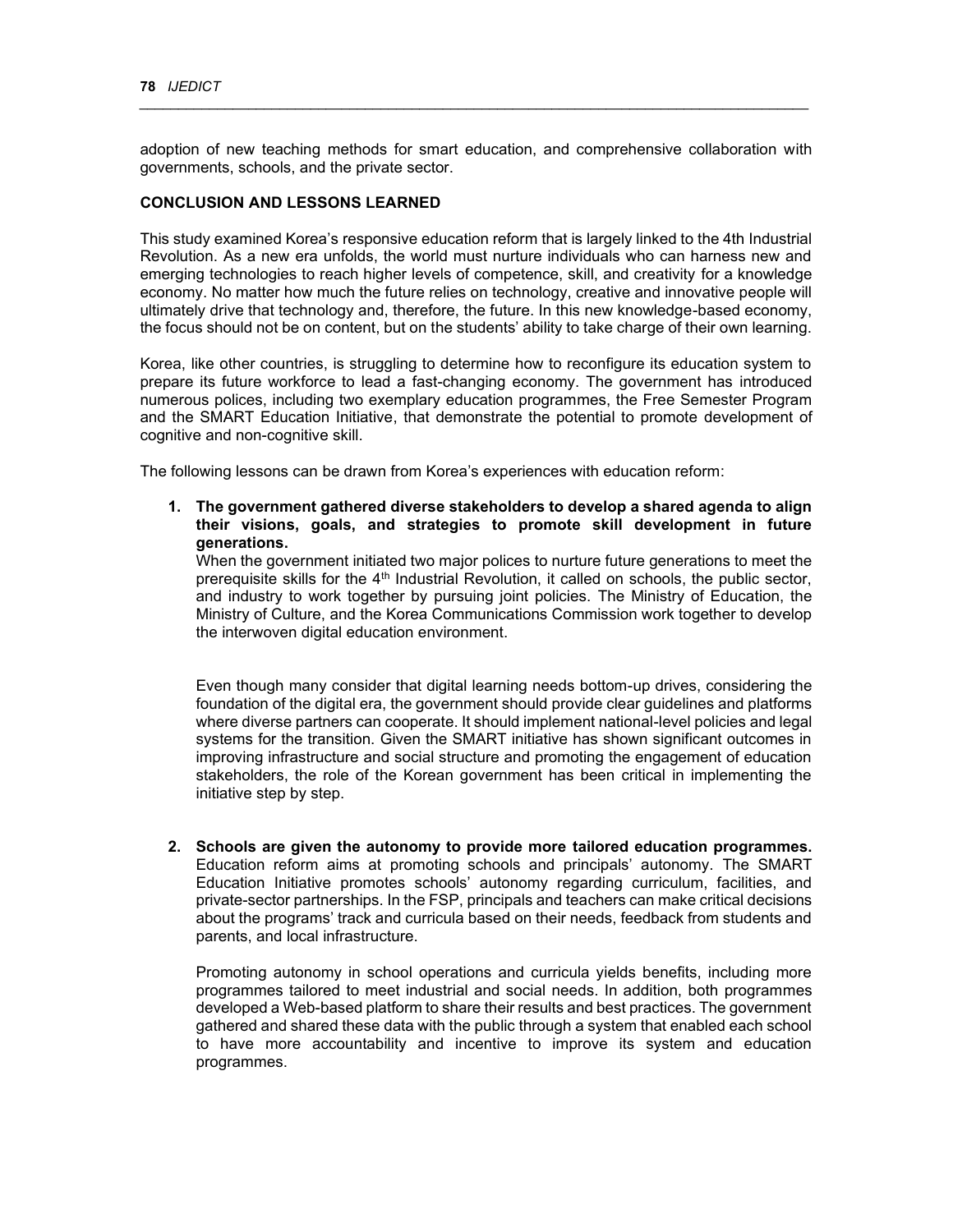adoption of new teaching methods for smart education, and comprehensive collaboration with governments, schools, and the private sector.

## CONCLUSION AND LESSONS LEARNED

This study examined Korea's responsive education reform that is largely linked to the 4th Industrial Revolution. As a new era unfolds, the world must nurture individuals who can harness new and emerging technologies to reach higher levels of competence, skill, and creativity for a knowledge economy. No matter how much the future relies on technology, creative and innovative people will ultimately drive that technology and, therefore, the future. In this new knowledge-based economy, the focus should not be on content, but on the students' ability to take charge of their own learning.

Korea, like other countries, is struggling to determine how to reconfigure its education system to prepare its future workforce to lead a fast-changing economy. The government has introduced numerous polices, including two exemplary education programmes, the Free Semester Program and the SMART Education Initiative, that demonstrate the potential to promote development of cognitive and non-cognitive skill.

The following lessons can be drawn from Korea's experiences with education reform:

1. **The government gathered diverse stakeholders to develop a shared agenda to align their visions, goals, and strategies to promote skill development in future generations.**
   When the government initiated two major polices to nurture future generations to meet the prerequisite skills for the 4th Industrial Revolution, it called on schools, the public sector, and industry to work together by pursuing joint policies. The Ministry of Education, the Ministry of Culture, and the Korea Communications Commission work together to develop the interwoven digital education environment.

   Even though many consider that digital learning needs bottom-up drives, considering the foundation of the digital era, the government should provide clear guidelines and platforms where diverse partners can cooperate. It should implement national-level policies and legal systems for the transition. Given the SMART initiative has shown significant outcomes in improving infrastructure and social structure and promoting the engagement of education stakeholders, the role of the Korean government has been critical in implementing the initiative step by step.

2. **Schools are given the autonomy to provide more tailored education programmes.** Education reform aims at promoting schools and principals' autonomy. The SMART Education Initiative promotes schools' autonomy regarding curriculum, facilities, and private-sector partnerships. In the FSP, principals and teachers can make critical decisions about the programs' track and curricula based on their needs, feedback from students and parents, and local infrastructure.

   Promoting autonomy in school operations and curricula yields benefits, including more programmes tailored to meet industrial and social needs. In addition, both programmes developed a Web-based platform to share their results and best practices. The government gathered and shared these data with the public through a system that enabled each school to have more accountability and incentive to improve its system and education programmes.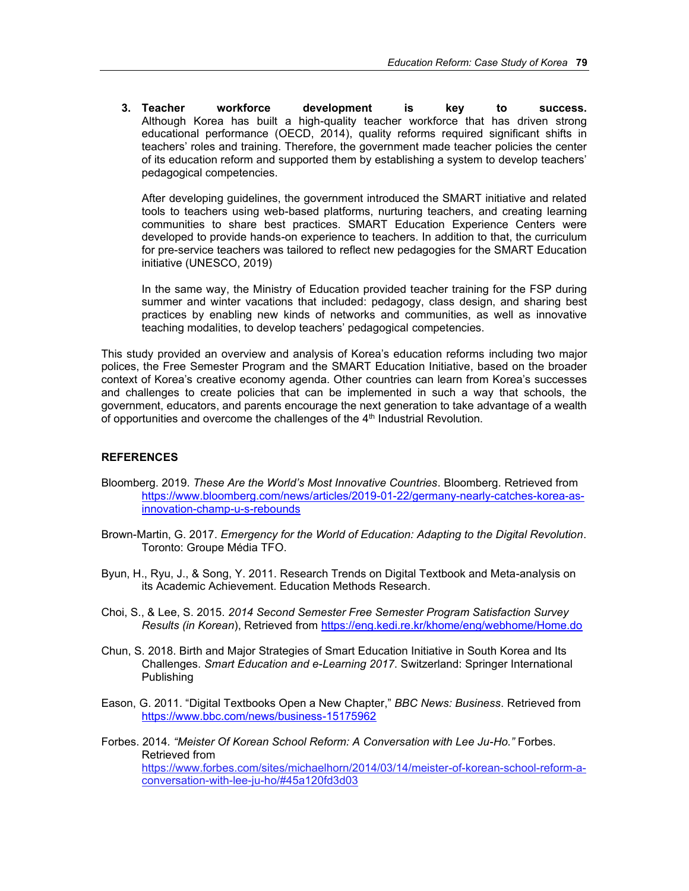3. **Teacher workforce development is key to success.** Although Korea has built a high-quality teacher workforce that has driven strong educational performance (OECD, 2014), quality reforms required significant shifts in teachers' roles and training. Therefore, the government made teacher policies the center of its education reform and supported them by establishing a system to develop teachers' pedagogical competencies.

   After developing guidelines, the government introduced the SMART initiative and related tools to teachers using web-based platforms, nurturing teachers, and creating learning communities to share best practices. SMART Education Experience Centers were developed to provide hands-on experience to teachers. In addition to that, the curriculum for pre-service teachers was tailored to reflect new pedagogies for the SMART Education initiative (UNESCO, 2019)

   In the same way, the Ministry of Education provided teacher training for the FSP during summer and winter vacations that included: pedagogy, class design, and sharing best practices by enabling new kinds of networks and communities, as well as innovative teaching modalities, to develop teachers' pedagogical competencies.

This study provided an overview and analysis of Korea's education reforms including two major polices, the Free Semester Program and the SMART Education Initiative, based on the broader context of Korea's creative economy agenda. Other countries can learn from Korea's successes and challenges to create policies that can be implemented in such a way that schools, the government, educators, and parents encourage the next generation to take advantage of a wealth of opportunities and overcome the challenges of the 4th Industrial Revolution.

## REFERENCES

Bloomberg. 2019. *These Are the World's Most Innovative Countries*. Bloomberg. Retrieved from https://www.bloomberg.com/news/articles/2019-01-22/germany-nearly-catches-korea-as-innovation-champ-u-s-rebounds

Brown-Martin, G. 2017. *Emergency for the World of Education: Adapting to the Digital Revolution*. Toronto: Groupe Média TFO.

Byun, H., Ryu, J., & Song, Y. 2011. Research Trends on Digital Textbook and Meta-analysis on its Academic Achievement. Education Methods Research.

Choi, S., & Lee, S. 2015. *2014 Second Semester Free Semester Program Satisfaction Survey Results (in Korean)*, Retrieved from https://eng.kedi.re.kr/khome/eng/webhome/Home.do

Chun, S. 2018. Birth and Major Strategies of Smart Education Initiative in South Korea and Its Challenges. *Smart Education and e-Learning 2017*. Switzerland: Springer International Publishing

Eason, G. 2011. "Digital Textbooks Open a New Chapter," *BBC News: Business*. Retrieved from https://www.bbc.com/news/business-15175962

Forbes. 2014. *"Meister Of Korean School Reform: A Conversation with Lee Ju-Ho."* Forbes. Retrieved from https://www.forbes.com/sites/michaelhorn/2014/03/14/meister-of-korean-school-reform-a-conversation-with-lee-ju-ho/#45a120fd3d03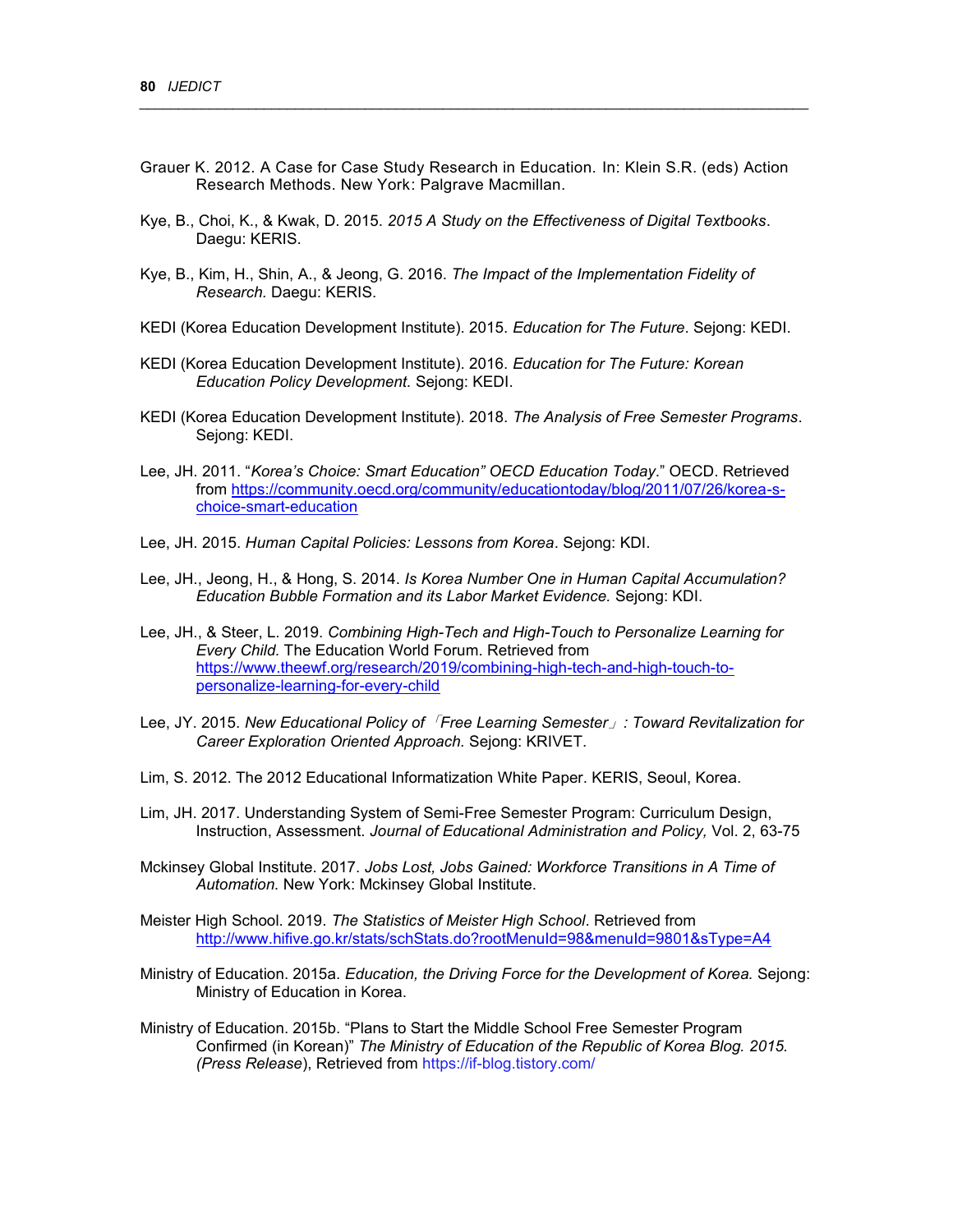Grauer K. 2012. A Case for Case Study Research in Education. In: Klein S.R. (eds) Action Research Methods. New York: Palgrave Macmillan.

Kye, B., Choi, K., & Kwak, D. 2015. *2015 A Study on the Effectiveness of Digital Textbooks*. Daegu: KERIS.

Kye, B., Kim, H., Shin, A., & Jeong, G. 2016. *The Impact of the Implementation Fidelity of Research.* Daegu: KERIS.

KEDI (Korea Education Development Institute). 2015. *Education for The Future*. Sejong: KEDI.

KEDI (Korea Education Development Institute). 2016. *Education for The Future: Korean Education Policy Development.* Sejong: KEDI.

KEDI (Korea Education Development Institute). 2018. *The Analysis of Free Semester Programs*. Sejong: KEDI.

Lee, JH. 2011. "*Korea's Choice: Smart Education" OECD Education Today*." OECD. Retrieved from https://community.oecd.org/community/educationtoday/blog/2011/07/26/korea-s-choice-smart-education

Lee, JH. 2015. *Human Capital Policies: Lessons from Korea*. Sejong: KDI.

Lee, JH., Jeong, H., & Hong, S. 2014. *Is Korea Number One in Human Capital Accumulation? Education Bubble Formation and its Labor Market Evidence.* Sejong: KDI.

Lee, JH., & Steer, L. 2019. *Combining High-Tech and High-Touch to Personalize Learning for Every Child.* The Education World Forum. Retrieved from https://www.theewf.org/research/2019/combining-high-tech-and-high-touch-to-personalize-learning-for-every-child

Lee, JY. 2015. *New Educational Policy of「Free Learning Semester」: Toward Revitalization for Career Exploration Oriented Approach.* Sejong: KRIVET.

Lim, S. 2012. The 2012 Educational Informatization White Paper. KERIS, Seoul, Korea.

Lim, JH. 2017. Understanding System of Semi-Free Semester Program: Curriculum Design, Instruction, Assessment. *Journal of Educational Administration and Policy,* Vol. 2, 63-75

Mckinsey Global Institute. 2017. *Jobs Lost, Jobs Gained: Workforce Transitions in A Time of Automation.* New York: Mckinsey Global Institute.

Meister High School. 2019. *The Statistics of Meister High School*. Retrieved from http://www.hifive.go.kr/stats/schStats.do?rootMenuId=98&menuId=9801&sType=A4

Ministry of Education. 2015a. *Education, the Driving Force for the Development of Korea.* Sejong: Ministry of Education in Korea.

Ministry of Education. 2015b. "Plans to Start the Middle School Free Semester Program Confirmed (in Korean)" *The Ministry of Education of the Republic of Korea Blog. 2015. (Press Release*), Retrieved from https://if-blog.tistory.com/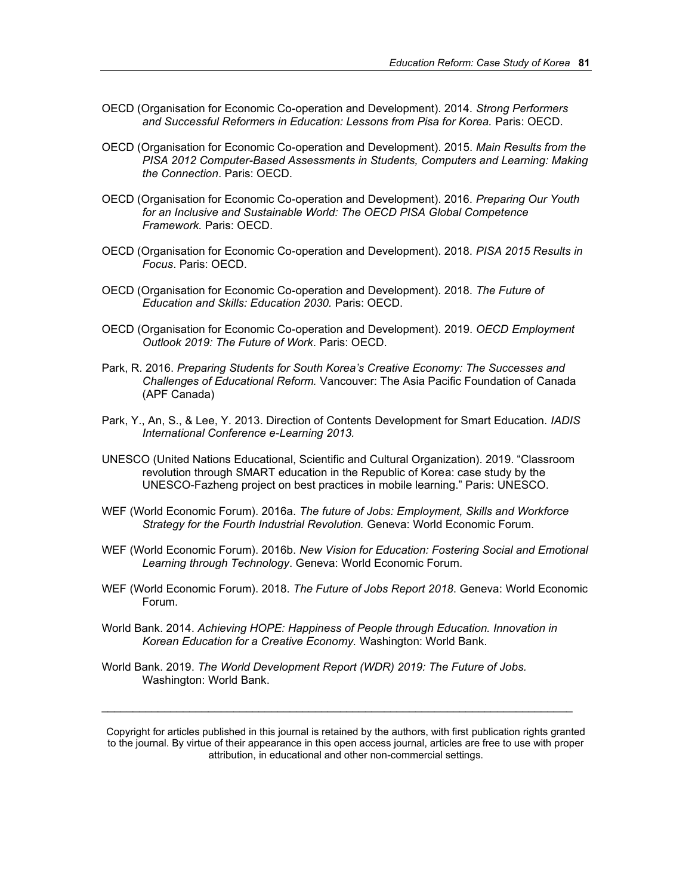OECD (Organisation for Economic Co-operation and Development). 2014. *Strong Performers and Successful Reformers in Education: Lessons from Pisa for Korea.* Paris: OECD.

OECD (Organisation for Economic Co-operation and Development). 2015. *Main Results from the PISA 2012 Computer-Based Assessments in Students, Computers and Learning: Making the Connection*. Paris: OECD.

OECD (Organisation for Economic Co-operation and Development). 2016. *Preparing Our Youth for an Inclusive and Sustainable World: The OECD PISA Global Competence Framework.* Paris: OECD.

OECD (Organisation for Economic Co-operation and Development). 2018. *PISA 2015 Results in Focus*. Paris: OECD.

OECD (Organisation for Economic Co-operation and Development). 2018. *The Future of Education and Skills: Education 2030.* Paris: OECD.

OECD (Organisation for Economic Co-operation and Development). 2019. *OECD Employment Outlook 2019: The Future of Work*. Paris: OECD.

Park, R. 2016. *Preparing Students for South Korea's Creative Economy: The Successes and Challenges of Educational Reform.* Vancouver: The Asia Pacific Foundation of Canada (APF Canada)

Park, Y., An, S., & Lee, Y. 2013. Direction of Contents Development for Smart Education. *IADIS International Conference e-Learning 2013.*

UNESCO (United Nations Educational, Scientific and Cultural Organization). 2019. "Classroom revolution through SMART education in the Republic of Korea: case study by the UNESCO-Fazheng project on best practices in mobile learning." Paris: UNESCO.

WEF (World Economic Forum). 2016a. *The future of Jobs: Employment, Skills and Workforce Strategy for the Fourth Industrial Revolution.* Geneva: World Economic Forum.

WEF (World Economic Forum). 2016b. *New Vision for Education: Fostering Social and Emotional Learning through Technology*. Geneva: World Economic Forum.

WEF (World Economic Forum). 2018. *The Future of Jobs Report 2018*. Geneva: World Economic Forum.

World Bank. 2014. *Achieving HOPE: Happiness of People through Education. Innovation in Korean Education for a Creative Economy.* Washington: World Bank.

World Bank. 2019. *The World Development Report (WDR) 2019: The Future of Jobs.* Washington: World Bank.

---

Copyright for articles published in this journal is retained by the authors, with first publication rights granted to the journal. By virtue of their appearance in this open access journal, articles are free to use with proper attribution, in educational and other non-commercial settings.